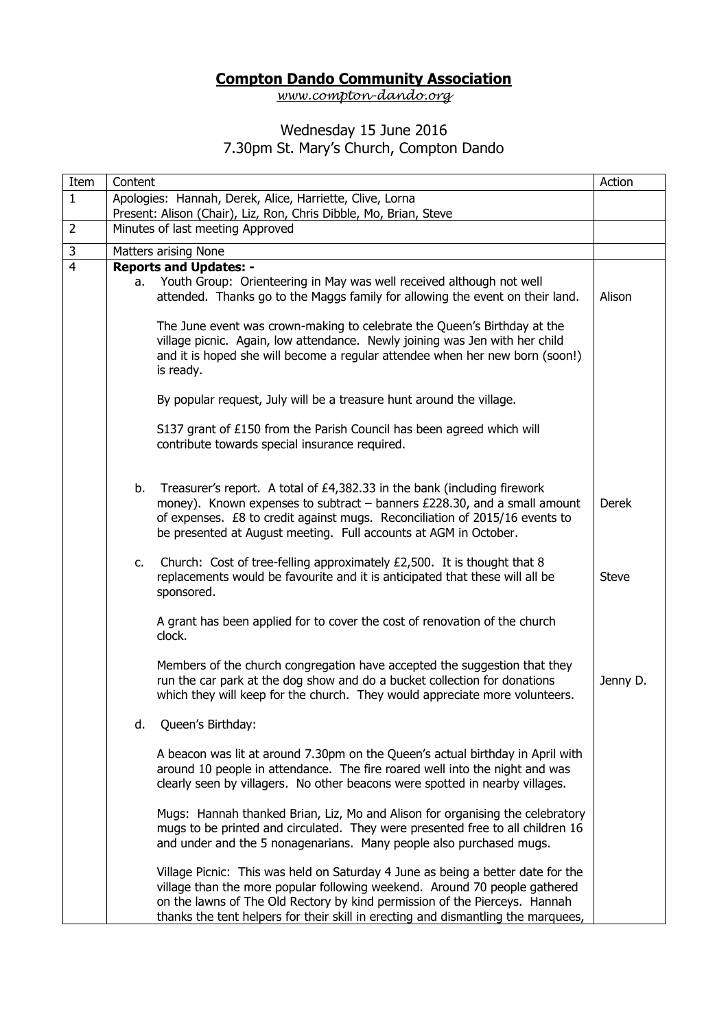# Compton Dando Community Association

*www.compton-dando.org*

Wednesday 15 June 2016
7.30pm St. Mary's Church, Compton Dando

| Item | Content | Action |
|---|---|---|
| 1 | Apologies: Hannah, Derek, Alice, Harriette, Clive, Lorna<br>Present: Alison (Chair), Liz, Ron, Chris Dibble, Mo, Brian, Steve | |
| 2 | Minutes of last meeting Approved | |
| 3 | Matters arising None | |
| 4 | **Reports and Updates: -**<br>a. Youth Group: Orienteering in May was well received although not well attended. Thanks go to the Maggs family for allowing the event on their land.<br><br>The June event was crown-making to celebrate the Queen's Birthday at the village picnic. Again, low attendance. Newly joining was Jen with her child and it is hoped she will become a regular attendee when her new born (soon!) is ready.<br><br>By popular request, July will be a treasure hunt around the village.<br><br>S137 grant of £150 from the Parish Council has been agreed which will contribute towards special insurance required. | Alison |
| | b. Treasurer's report. A total of £4,382.33 in the bank (including firework money). Known expenses to subtract – banners £228.30, and a small amount of expenses. £8 to credit against mugs. Reconciliation of 2015/16 events to be presented at August meeting. Full accounts at AGM in October. | Derek |
| | c. Church: Cost of tree-felling approximately £2,500. It is thought that 8 replacements would be favourite and it is anticipated that these will all be sponsored.<br><br>A grant has been applied for to cover the cost of renovation of the church clock. | Steve |
| | Members of the church congregation have accepted the suggestion that they run the car park at the dog show and do a bucket collection for donations which they will keep for the church. They would appreciate more volunteers. | Jenny D. |
| | d. Queen's Birthday:<br><br>A beacon was lit at around 7.30pm on the Queen's actual birthday in April with around 10 people in attendance. The fire roared well into the night and was clearly seen by villagers. No other beacons were spotted in nearby villages.<br><br>Mugs: Hannah thanked Brian, Liz, Mo and Alison for organising the celebratory mugs to be printed and circulated. They were presented free to all children 16 and under and the 5 nonagenarians. Many people also purchased mugs.<br><br>Village Picnic: This was held on Saturday 4 June as being a better date for the village than the more popular following weekend. Around 70 people gathered on the lawns of The Old Rectory by kind permission of the Pierceys. Hannah thanks the tent helpers for their skill in erecting and dismantling the marquees, | |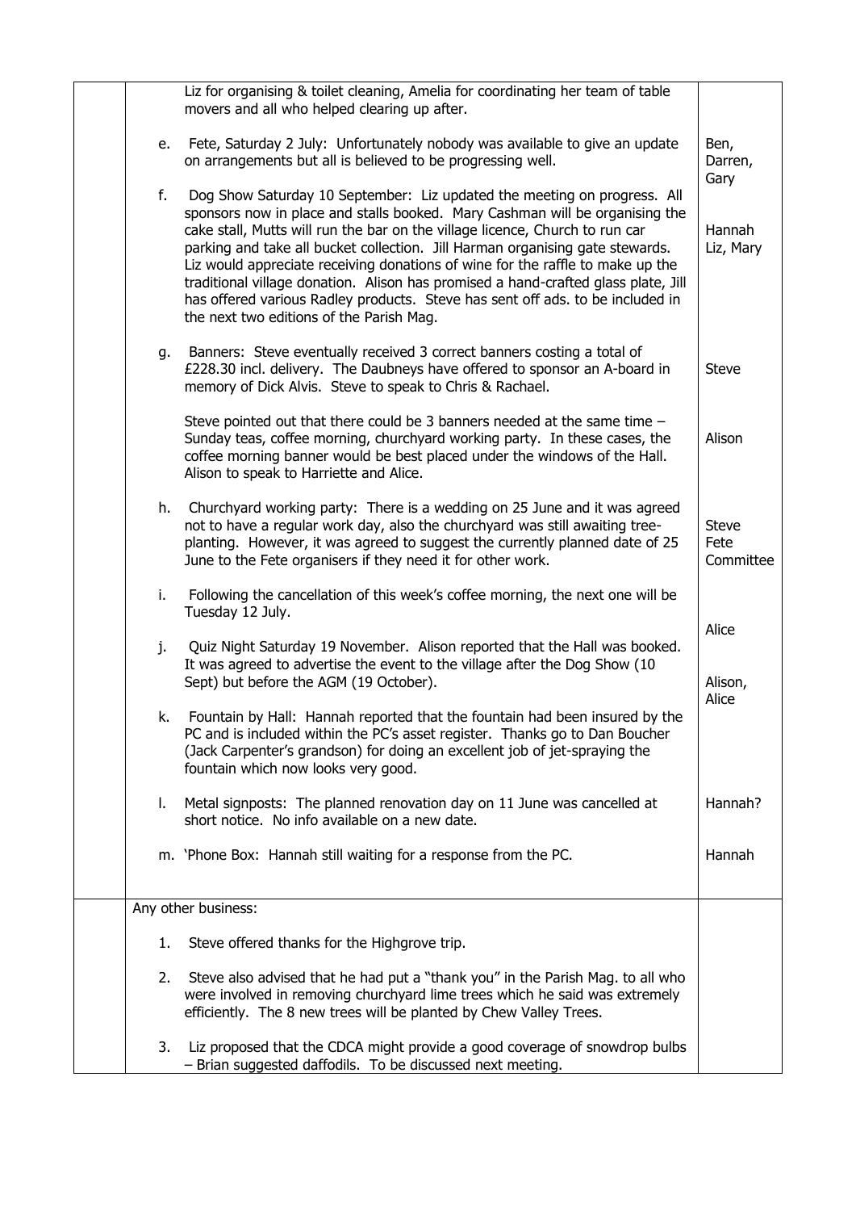| | Item | Action |
|---|---|---|
| | Liz for organising & toilet cleaning, Amelia for coordinating her team of table movers and all who helped clearing up after. | |
| | e. Fete, Saturday 2 July: Unfortunately nobody was available to give an update on arrangements but all is believed to be progressing well. | Ben, Darren, Gary |
| | f. Dog Show Saturday 10 September: Liz updated the meeting on progress. All sponsors now in place and stalls booked. Mary Cashman will be organising the cake stall, Mutts will run the bar on the village licence, Church to run car parking and take all bucket collection. Jill Harman organising gate stewards. Liz would appreciate receiving donations of wine for the raffle to make up the traditional village donation. Alison has promised a hand-crafted glass plate, Jill has offered various Radley products. Steve has sent off ads. to be included in the next two editions of the Parish Mag. | Hannah Liz, Mary |
| | g. Banners: Steve eventually received 3 correct banners costing a total of £228.30 incl. delivery. The Daubneys have offered to sponsor an A-board in memory of Dick Alvis. Steve to speak to Chris & Rachael. | Steve |
| | Steve pointed out that there could be 3 banners needed at the same time – Sunday teas, coffee morning, churchyard working party. In these cases, the coffee morning banner would be best placed under the windows of the Hall. Alison to speak to Harriette and Alice. | Alison |
| | h. Churchyard working party: There is a wedding on 25 June and it was agreed not to have a regular work day, also the churchyard was still awaiting tree-planting. However, it was agreed to suggest the currently planned date of 25 June to the Fete organisers if they need it for other work. | Steve Fete Committee |
| | i. Following the cancellation of this week's coffee morning, the next one will be Tuesday 12 July. | Alice |
| | j. Quiz Night Saturday 19 November. Alison reported that the Hall was booked. It was agreed to advertise the event to the village after the Dog Show (10 Sept) but before the AGM (19 October). | Alison, Alice |
| | k. Fountain by Hall: Hannah reported that the fountain had been insured by the PC and is included within the PC's asset register. Thanks go to Dan Boucher (Jack Carpenter's grandson) for doing an excellent job of jet-spraying the fountain which now looks very good. | |
| | l. Metal signposts: The planned renovation day on 11 June was cancelled at short notice. No info available on a new date. | Hannah? |
| | m. 'Phone Box: Hannah still waiting for a response from the PC. | Hannah |
| | Any other business:<br><br>1. Steve offered thanks for the Highgrove trip.<br><br>2. Steve also advised that he had put a "thank you" in the Parish Mag. to all who were involved in removing churchyard lime trees which he said was extremely efficiently. The 8 new trees will be planted by Chew Valley Trees.<br><br>3. Liz proposed that the CDCA might provide a good coverage of snowdrop bulbs – Brian suggested daffodils. To be discussed next meeting. | |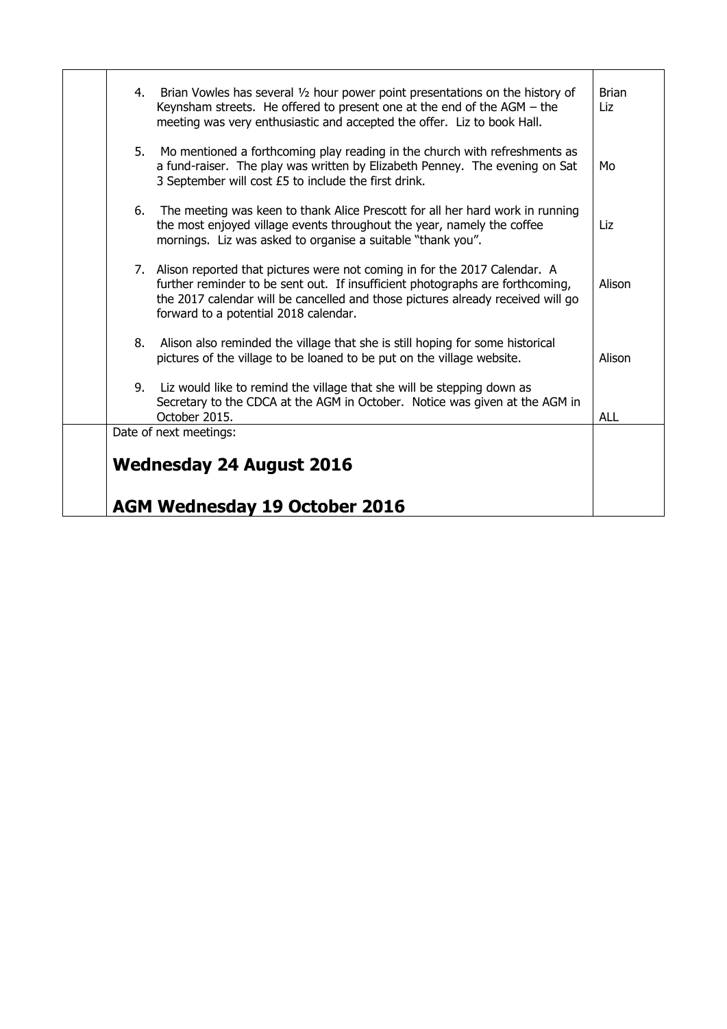| | | |
|---|---|---|
| | 4. Brian Vowles has several ½ hour power point presentations on the history of Keynsham streets. He offered to present one at the end of the AGM – the meeting was very enthusiastic and accepted the offer. Liz to book Hall. | Brian Liz |
| | 5. Mo mentioned a forthcoming play reading in the church with refreshments as a fund-raiser. The play was written by Elizabeth Penney. The evening on Sat 3 September will cost £5 to include the first drink. | Mo |
| | 6. The meeting was keen to thank Alice Prescott for all her hard work in running the most enjoyed village events throughout the year, namely the coffee mornings. Liz was asked to organise a suitable "thank you". | Liz |
| | 7. Alison reported that pictures were not coming in for the 2017 Calendar. A further reminder to be sent out. If insufficient photographs are forthcoming, the 2017 calendar will be cancelled and those pictures already received will go forward to a potential 2018 calendar. | Alison |
| | 8. Alison also reminded the village that she is still hoping for some historical pictures of the village to be loaned to be put on the village website. | Alison |
| | 9. Liz would like to remind the village that she will be stepping down as Secretary to the CDCA at the AGM in October. Notice was given at the AGM in October 2015. | ALL |
| | Date of next meetings:<br><br>**Wednesday 24 August 2016**<br><br>**AGM Wednesday 19 October 2016** | |